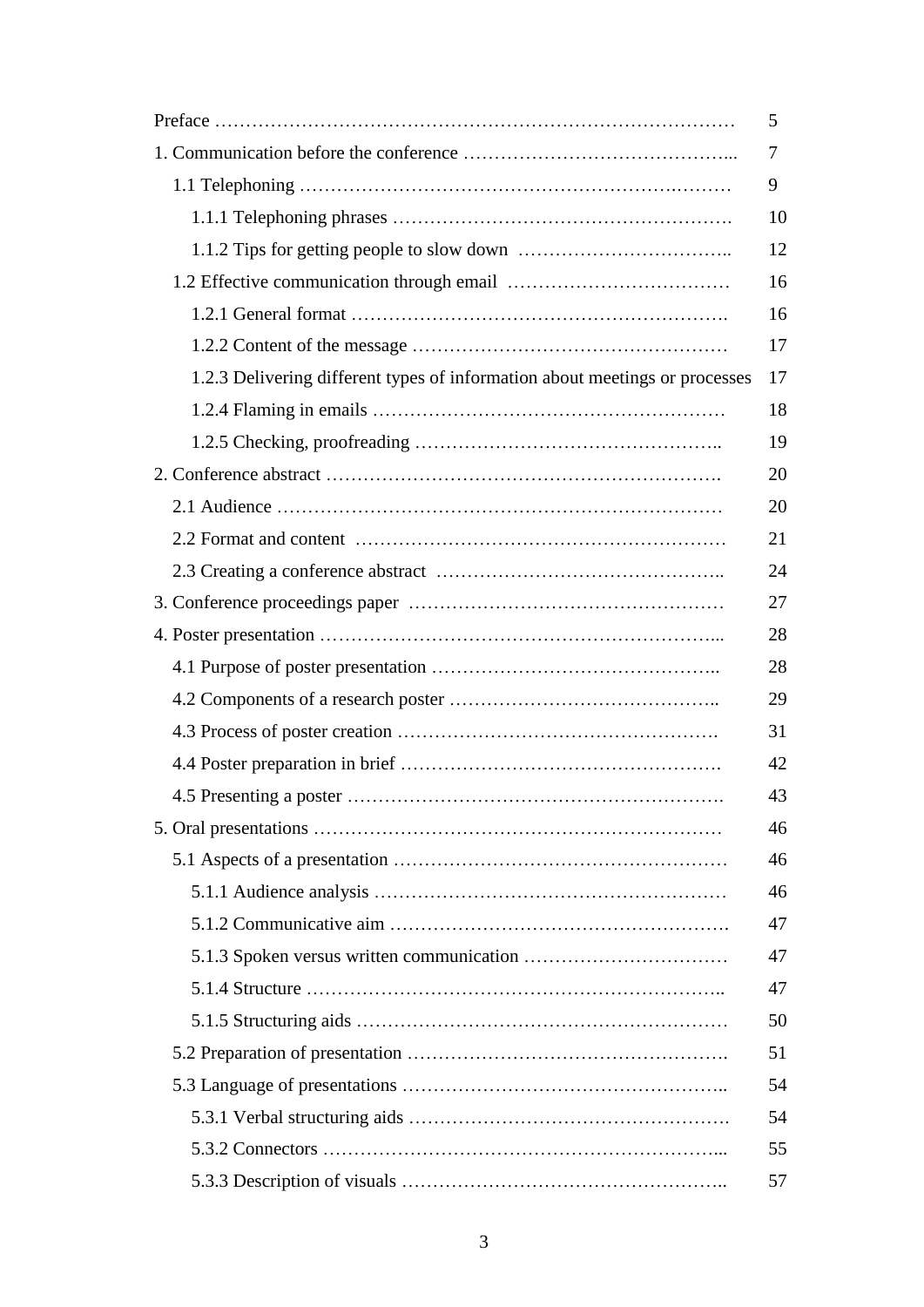| | |
|---|---|
| Preface | 5 |
| 1. Communication before the conference | 7 |
| 1.1 Telephoning | 9 |
| 1.1.1 Telephoning phrases | 10 |
| 1.1.2 Tips for getting people to slow down | 12 |
| 1.2 Effective communication through email | 16 |
| 1.2.1 General format | 16 |
| 1.2.2 Content of the message | 17 |
| 1.2.3 Delivering different types of information about meetings or processes | 17 |
| 1.2.4 Flaming in emails | 18 |
| 1.2.5 Checking, proofreading | 19 |
| 2. Conference abstract | 20 |
| 2.1 Audience | 20 |
| 2.2 Format and content | 21 |
| 2.3 Creating a conference abstract | 24 |
| 3. Conference proceedings paper | 27 |
| 4. Poster presentation | 28 |
| 4.1 Purpose of poster presentation | 28 |
| 4.2 Components of a research poster | 29 |
| 4.3 Process of poster creation | 31 |
| 4.4 Poster preparation in brief | 42 |
| 4.5 Presenting a poster | 43 |
| 5. Oral presentations | 46 |
| 5.1 Aspects of a presentation | 46 |
| 5.1.1 Audience analysis | 46 |
| 5.1.2 Communicative aim | 47 |
| 5.1.3 Spoken versus written communication | 47 |
| 5.1.4 Structure | 47 |
| 5.1.5 Structuring aids | 50 |
| 5.2 Preparation of presentation | 51 |
| 5.3 Language of presentations | 54 |
| 5.3.1 Verbal structuring aids | 54 |
| 5.3.2 Connectors | 55 |
| 5.3.3 Description of visuals | 57 |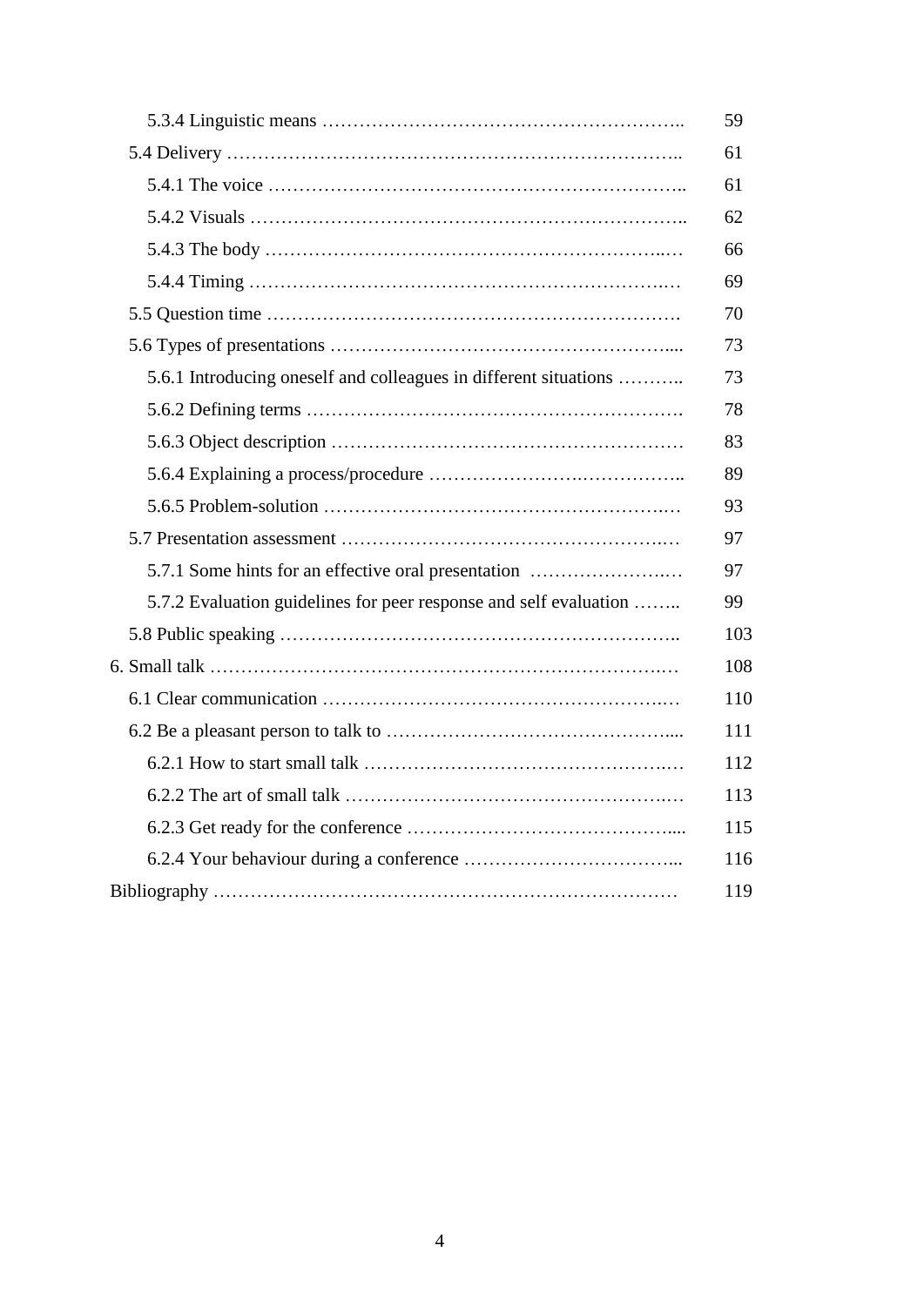| | |
|---|---|
| 5.3.4 Linguistic means …………………………………………………….. | 59 |
| 5.4 Delivery ……………………………………………………………….. | 61 |
| 5.4.1 The voice ………………………………………………………….. | 61 |
| 5.4.2 Visuals …………………………………………………………….. | 62 |
| 5.4.3 The body ………………………………………………………..… | 66 |
| 5.4.4 Timing ……………………………………………………………… | 69 |
| 5.5 Question time ………………………………………………………. | 70 |
| 5.6 Types of presentations ……………………………………………..... | 73 |
| 5.6.1 Introducing oneself and colleagues in different situations ……….. | 73 |
| 5.6.2 Defining terms ……………………………………………………. | 78 |
| 5.6.3 Object description ………………………………………………… | 83 |
| 5.6.4 Explaining a process/procedure …………………….…………….. | 89 |
| 5.6.5 Problem-solution ………………………………………………..… | 93 |
| 5.7 Presentation assessment ……………………………………………… | 97 |
| 5.7.1 Some hints for an effective oral presentation ……………………… | 97 |
| 5.7.2 Evaluation guidelines for peer response and self evaluation …….. | 99 |
| 5.8 Public speaking ……………………………………………………….. | 103 |
| 6. Small talk ………………………………………………………………… | 108 |
| 6.1 Clear communication …………………………………………………… | 110 |
| 6.2 Be a pleasant person to talk to ………………………………………..... | 111 |
| 6.2.1 How to start small talk …………………………………………..… | 112 |
| 6.2.2 The art of small talk ………………………………………………… | 113 |
| 6.2.3 Get ready for the conference …………………………………….... | 115 |
| 6.2.4 Your behaviour during a conference ……………………………... | 116 |
| Bibliography ………………………………………………………………… | 119 |